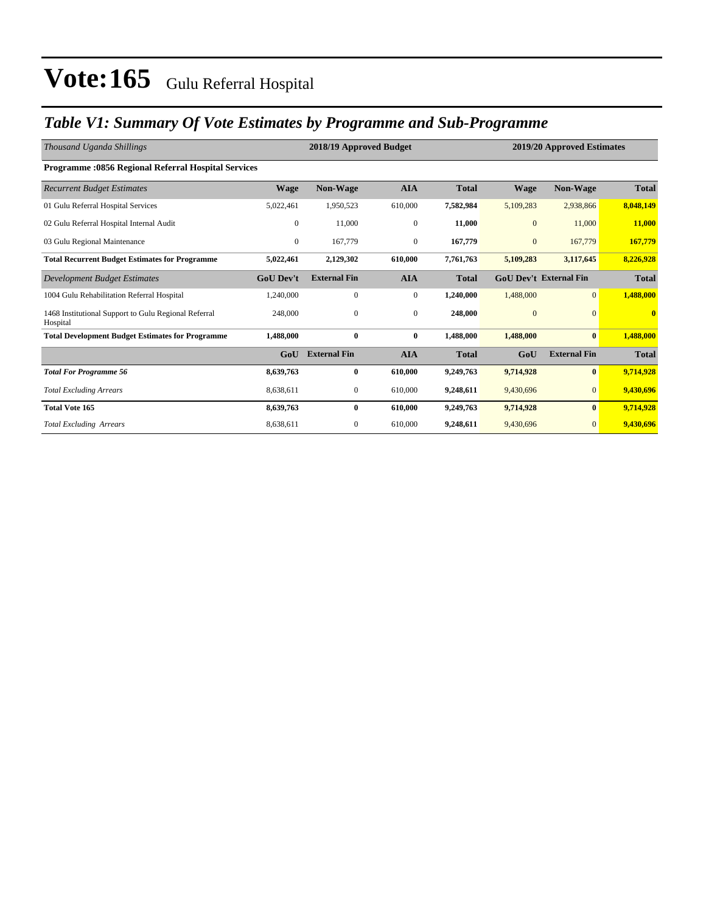# Vote:165 Gulu Referral Hospital

## *Table V1: Summary Of Vote Estimates by Programme and Sub-Programme*

| *Thousand Uganda Shillings* | 2018/19 Approved Budget | | | | 2019/20 Approved Estimates | | |
|---|---|---|---|---|---|---|---|
| **Programme :0856 Regional Referral Hospital Services** | | | | | | | |
| *Recurrent Budget Estimates* | **Wage** | **Non-Wage** | **AIA** | **Total** | **Wage** | **Non-Wage** | **Total** |
| 01 Gulu Referral Hospital Services | 5,022,461 | 1,950,523 | 610,000 | **7,582,984** | 5,109,283 | 2,938,866 | **8,048,149** |
| 02 Gulu Referral Hospital Internal Audit | 0 | 11,000 | 0 | **11,000** | 0 | 11,000 | **11,000** |
| 03 Gulu Regional Maintenance | 0 | 167,779 | 0 | **167,779** | 0 | 167,779 | **167,779** |
| **Total Recurrent Budget Estimates for Programme** | **5,022,461** | **2,129,302** | **610,000** | **7,761,763** | **5,109,283** | **3,117,645** | **8,226,928** |
| *Development Budget Estimates* | **GoU Dev't** | **External Fin** | **AIA** | **Total** | **GoU Dev't** | **External Fin** | **Total** |
| 1004 Gulu Rehabilitation Referral Hospital | 1,240,000 | 0 | 0 | **1,240,000** | 1,488,000 | 0 | **1,488,000** |
| 1468 Institutional Support to Gulu Regional Referral Hospital | 248,000 | 0 | 0 | **248,000** | 0 | 0 | **0** |
| **Total Development Budget Estimates for Programme** | **1,488,000** | **0** | **0** | **1,488,000** | **1,488,000** | **0** | **1,488,000** |
| | **GoU** | **External Fin** | **AIA** | **Total** | **GoU** | **External Fin** | **Total** |
| ***Total For Programme 56*** | **8,639,763** | **0** | **610,000** | **9,249,763** | **9,714,928** | **0** | **9,714,928** |
| *Total Excluding Arrears* | 8,638,611 | 0 | 610,000 | **9,248,611** | 9,430,696 | 0 | **9,430,696** |
| **Total Vote 165** | **8,639,763** | **0** | **610,000** | **9,249,763** | **9,714,928** | **0** | **9,714,928** |
| *Total Excluding Arrears* | 8,638,611 | 0 | 610,000 | **9,248,611** | 9,430,696 | 0 | **9,430,696** |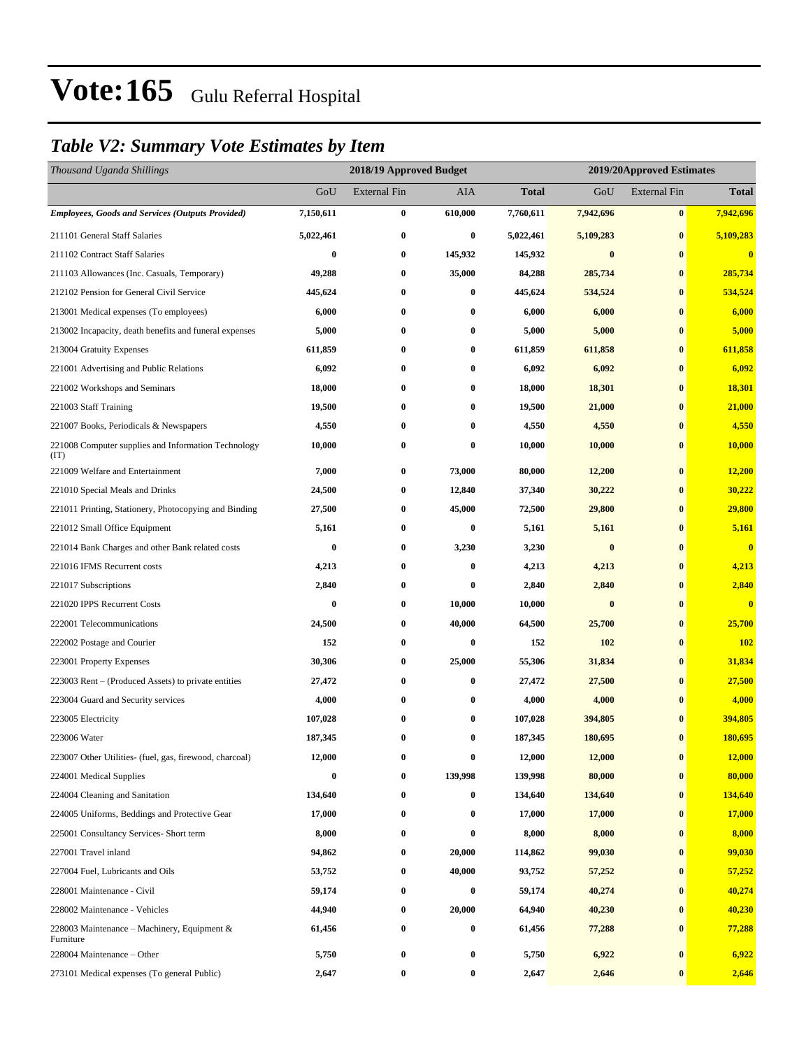# Vote:165 Gulu Referral Hospital

## *Table V2: Summary Vote Estimates by Item*

| *Thousand Uganda Shillings* | 2018/19 Approved Budget | | | | 2019/20Approved Estimates | | |
|---|---|---|---|---|---|---|---|
| | GoU | External Fin | AIA | **Total** | GoU | External Fin | **Total** |
| ***Employees, Goods and Services (Outputs Provided)*** | **7,150,611** | **0** | **610,000** | **7,760,611** | **7,942,696** | **0** | **7,942,696** |
| 211101 General Staff Salaries | **5,022,461** | **0** | **0** | **5,022,461** | **5,109,283** | **0** | **5,109,283** |
| 211102 Contract Staff Salaries | **0** | **0** | **145,932** | **145,932** | **0** | **0** | **0** |
| 211103 Allowances (Inc. Casuals, Temporary) | **49,288** | **0** | **35,000** | **84,288** | **285,734** | **0** | **285,734** |
| 212102 Pension for General Civil Service | **445,624** | **0** | **0** | **445,624** | **534,524** | **0** | **534,524** |
| 213001 Medical expenses (To employees) | **6,000** | **0** | **0** | **6,000** | **6,000** | **0** | **6,000** |
| 213002 Incapacity, death benefits and funeral expenses | **5,000** | **0** | **0** | **5,000** | **5,000** | **0** | **5,000** |
| 213004 Gratuity Expenses | **611,859** | **0** | **0** | **611,859** | **611,858** | **0** | **611,858** |
| 221001 Advertising and Public Relations | **6,092** | **0** | **0** | **6,092** | **6,092** | **0** | **6,092** |
| 221002 Workshops and Seminars | **18,000** | **0** | **0** | **18,000** | **18,301** | **0** | **18,301** |
| 221003 Staff Training | **19,500** | **0** | **0** | **19,500** | **21,000** | **0** | **21,000** |
| 221007 Books, Periodicals & Newspapers | **4,550** | **0** | **0** | **4,550** | **4,550** | **0** | **4,550** |
| 221008 Computer supplies and Information Technology (IT) | **10,000** | **0** | **0** | **10,000** | **10,000** | **0** | **10,000** |
| 221009 Welfare and Entertainment | **7,000** | **0** | **73,000** | **80,000** | **12,200** | **0** | **12,200** |
| 221010 Special Meals and Drinks | **24,500** | **0** | **12,840** | **37,340** | **30,222** | **0** | **30,222** |
| 221011 Printing, Stationery, Photocopying and Binding | **27,500** | **0** | **45,000** | **72,500** | **29,800** | **0** | **29,800** |
| 221012 Small Office Equipment | **5,161** | **0** | **0** | **5,161** | **5,161** | **0** | **5,161** |
| 221014 Bank Charges and other Bank related costs | **0** | **0** | **3,230** | **3,230** | **0** | **0** | **0** |
| 221016 IFMS Recurrent costs | **4,213** | **0** | **0** | **4,213** | **4,213** | **0** | **4,213** |
| 221017 Subscriptions | **2,840** | **0** | **0** | **2,840** | **2,840** | **0** | **2,840** |
| 221020 IPPS Recurrent Costs | **0** | **0** | **10,000** | **10,000** | **0** | **0** | **0** |
| 222001 Telecommunications | **24,500** | **0** | **40,000** | **64,500** | **25,700** | **0** | **25,700** |
| 222002 Postage and Courier | **152** | **0** | **0** | **152** | **102** | **0** | **102** |
| 223001 Property Expenses | **30,306** | **0** | **25,000** | **55,306** | **31,834** | **0** | **31,834** |
| 223003 Rent – (Produced Assets) to private entities | **27,472** | **0** | **0** | **27,472** | **27,500** | **0** | **27,500** |
| 223004 Guard and Security services | **4,000** | **0** | **0** | **4,000** | **4,000** | **0** | **4,000** |
| 223005 Electricity | **107,028** | **0** | **0** | **107,028** | **394,805** | **0** | **394,805** |
| 223006 Water | **187,345** | **0** | **0** | **187,345** | **180,695** | **0** | **180,695** |
| 223007 Other Utilities- (fuel, gas, firewood, charcoal) | **12,000** | **0** | **0** | **12,000** | **12,000** | **0** | **12,000** |
| 224001 Medical Supplies | **0** | **0** | **139,998** | **139,998** | **80,000** | **0** | **80,000** |
| 224004 Cleaning and Sanitation | **134,640** | **0** | **0** | **134,640** | **134,640** | **0** | **134,640** |
| 224005 Uniforms, Beddings and Protective Gear | **17,000** | **0** | **0** | **17,000** | **17,000** | **0** | **17,000** |
| 225001 Consultancy Services- Short term | **8,000** | **0** | **0** | **8,000** | **8,000** | **0** | **8,000** |
| 227001 Travel inland | **94,862** | **0** | **20,000** | **114,862** | **99,030** | **0** | **99,030** |
| 227004 Fuel, Lubricants and Oils | **53,752** | **0** | **40,000** | **93,752** | **57,252** | **0** | **57,252** |
| 228001 Maintenance - Civil | **59,174** | **0** | **0** | **59,174** | **40,274** | **0** | **40,274** |
| 228002 Maintenance - Vehicles | **44,940** | **0** | **20,000** | **64,940** | **40,230** | **0** | **40,230** |
| 228003 Maintenance – Machinery, Equipment & Furniture | **61,456** | **0** | **0** | **61,456** | **77,288** | **0** | **77,288** |
| 228004 Maintenance – Other | **5,750** | **0** | **0** | **5,750** | **6,922** | **0** | **6,922** |
| 273101 Medical expenses (To general Public) | **2,647** | **0** | **0** | **2,647** | **2,646** | **0** | **2,646** |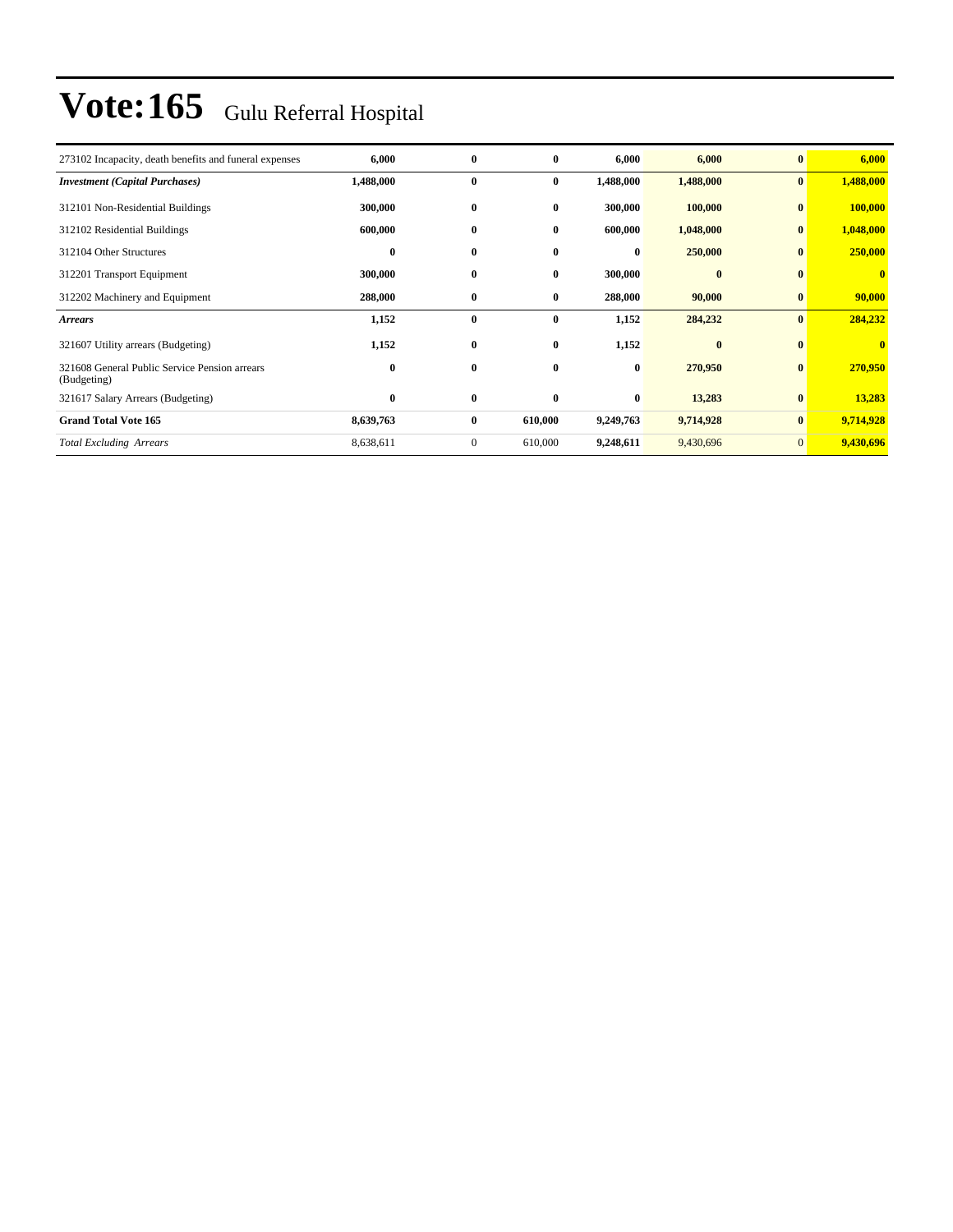# Vote:165 Gulu Referral Hospital

| | | | | | | | |
|---|---|---|---|---|---|---|---|
| 273102 Incapacity, death benefits and funeral expenses | **6,000** | **0** | **0** | **6,000** | **6,000** | **0** | **6,000** |
| ***Investment (Capital Purchases)*** | **1,488,000** | **0** | **0** | **1,488,000** | **1,488,000** | **0** | **1,488,000** |
| 312101 Non-Residential Buildings | **300,000** | **0** | **0** | **300,000** | **100,000** | **0** | **100,000** |
| 312102 Residential Buildings | **600,000** | **0** | **0** | **600,000** | **1,048,000** | **0** | **1,048,000** |
| 312104 Other Structures | **0** | **0** | **0** | **0** | **250,000** | **0** | **250,000** |
| 312201 Transport Equipment | **300,000** | **0** | **0** | **300,000** | **0** | **0** | **0** |
| 312202 Machinery and Equipment | **288,000** | **0** | **0** | **288,000** | **90,000** | **0** | **90,000** |
| ***Arrears*** | **1,152** | **0** | **0** | **1,152** | **284,232** | **0** | **284,232** |
| 321607 Utility arrears (Budgeting) | **1,152** | **0** | **0** | **1,152** | **0** | **0** | **0** |
| 321608 General Public Service Pension arrears (Budgeting) | **0** | **0** | **0** | **0** | **270,950** | **0** | **270,950** |
| 321617 Salary Arrears (Budgeting) | **0** | **0** | **0** | **0** | **13,283** | **0** | **13,283** |
| **Grand Total Vote 165** | **8,639,763** | **0** | **610,000** | **9,249,763** | **9,714,928** | **0** | **9,714,928** |
| *Total Excluding Arrears* | 8,638,611 | 0 | 610,000 | **9,248,611** | 9,430,696 | 0 | **9,430,696** |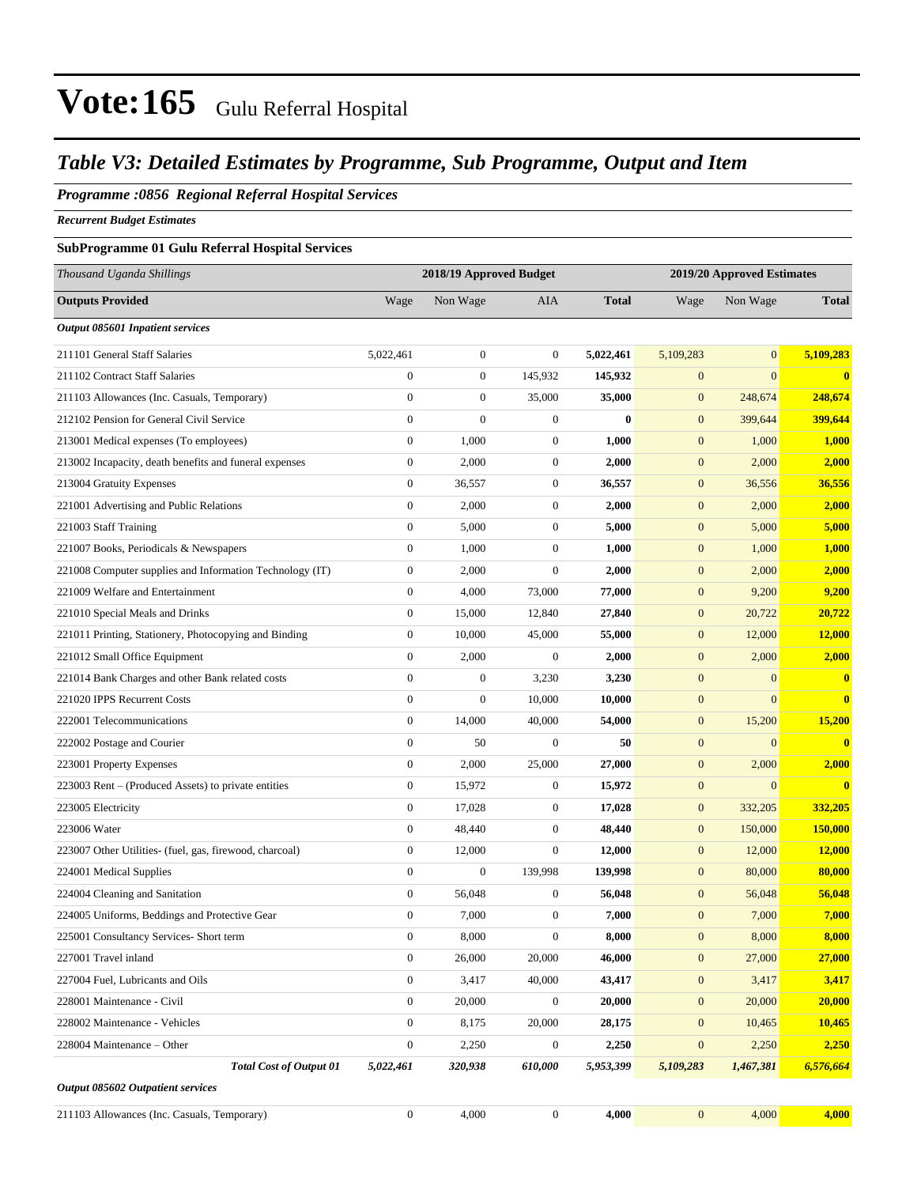# Vote:165 Gulu Referral Hospital

## *Table V3: Detailed Estimates by Programme, Sub Programme, Output and Item*

### *Programme :0856 Regional Referral Hospital Services*

***Recurrent Budget Estimates***

**SubProgramme 01 Gulu Referral Hospital Services**

| *Thousand Uganda Shillings* | 2018/19 Approved Budget | | | | 2019/20 Approved Estimates | | |
|---|---|---|---|---|---|---|---|
| **Outputs Provided** | Wage | Non Wage | AIA | **Total** | Wage | Non Wage | **Total** |
| ***Output 085601 Inpatient services*** | | | | | | | |
| 211101 General Staff Salaries | 5,022,461 | 0 | 0 | **5,022,461** | 5,109,283 | 0 | **5,109,283** |
| 211102 Contract Staff Salaries | 0 | 0 | 145,932 | **145,932** | 0 | 0 | **0** |
| 211103 Allowances (Inc. Casuals, Temporary) | 0 | 0 | 35,000 | **35,000** | 0 | 248,674 | **248,674** |
| 212102 Pension for General Civil Service | 0 | 0 | 0 | **0** | 0 | 399,644 | **399,644** |
| 213001 Medical expenses (To employees) | 0 | 1,000 | 0 | **1,000** | 0 | 1,000 | **1,000** |
| 213002 Incapacity, death benefits and funeral expenses | 0 | 2,000 | 0 | **2,000** | 0 | 2,000 | **2,000** |
| 213004 Gratuity Expenses | 0 | 36,557 | 0 | **36,557** | 0 | 36,556 | **36,556** |
| 221001 Advertising and Public Relations | 0 | 2,000 | 0 | **2,000** | 0 | 2,000 | **2,000** |
| 221003 Staff Training | 0 | 5,000 | 0 | **5,000** | 0 | 5,000 | **5,000** |
| 221007 Books, Periodicals & Newspapers | 0 | 1,000 | 0 | **1,000** | 0 | 1,000 | **1,000** |
| 221008 Computer supplies and Information Technology (IT) | 0 | 2,000 | 0 | **2,000** | 0 | 2,000 | **2,000** |
| 221009 Welfare and Entertainment | 0 | 4,000 | 73,000 | **77,000** | 0 | 9,200 | **9,200** |
| 221010 Special Meals and Drinks | 0 | 15,000 | 12,840 | **27,840** | 0 | 20,722 | **20,722** |
| 221011 Printing, Stationery, Photocopying and Binding | 0 | 10,000 | 45,000 | **55,000** | 0 | 12,000 | **12,000** |
| 221012 Small Office Equipment | 0 | 2,000 | 0 | **2,000** | 0 | 2,000 | **2,000** |
| 221014 Bank Charges and other Bank related costs | 0 | 0 | 3,230 | **3,230** | 0 | 0 | **0** |
| 221020 IPPS Recurrent Costs | 0 | 0 | 10,000 | **10,000** | 0 | 0 | **0** |
| 222001 Telecommunications | 0 | 14,000 | 40,000 | **54,000** | 0 | 15,200 | **15,200** |
| 222002 Postage and Courier | 0 | 50 | 0 | **50** | 0 | 0 | **0** |
| 223001 Property Expenses | 0 | 2,000 | 25,000 | **27,000** | 0 | 2,000 | **2,000** |
| 223003 Rent – (Produced Assets) to private entities | 0 | 15,972 | 0 | **15,972** | 0 | 0 | **0** |
| 223005 Electricity | 0 | 17,028 | 0 | **17,028** | 0 | 332,205 | **332,205** |
| 223006 Water | 0 | 48,440 | 0 | **48,440** | 0 | 150,000 | **150,000** |
| 223007 Other Utilities- (fuel, gas, firewood, charcoal) | 0 | 12,000 | 0 | **12,000** | 0 | 12,000 | **12,000** |
| 224001 Medical Supplies | 0 | 0 | 139,998 | **139,998** | 0 | 80,000 | **80,000** |
| 224004 Cleaning and Sanitation | 0 | 56,048 | 0 | **56,048** | 0 | 56,048 | **56,048** |
| 224005 Uniforms, Beddings and Protective Gear | 0 | 7,000 | 0 | **7,000** | 0 | 7,000 | **7,000** |
| 225001 Consultancy Services- Short term | 0 | 8,000 | 0 | **8,000** | 0 | 8,000 | **8,000** |
| 227001 Travel inland | 0 | 26,000 | 20,000 | **46,000** | 0 | 27,000 | **27,000** |
| 227004 Fuel, Lubricants and Oils | 0 | 3,417 | 40,000 | **43,417** | 0 | 3,417 | **3,417** |
| 228001 Maintenance - Civil | 0 | 20,000 | 0 | **20,000** | 0 | 20,000 | **20,000** |
| 228002 Maintenance - Vehicles | 0 | 8,175 | 20,000 | **28,175** | 0 | 10,465 | **10,465** |
| 228004 Maintenance – Other | 0 | 2,250 | 0 | **2,250** | 0 | 2,250 | **2,250** |
| ***Total Cost of Output 01*** | ***5,022,461*** | ***320,938*** | ***610,000*** | ***5,953,399*** | ***5,109,283*** | ***1,467,381*** | ***6,576,664*** |
| ***Output 085602 Outpatient services*** | | | | | | | |
| 211103 Allowances (Inc. Casuals, Temporary) | 0 | 4,000 | 0 | **4,000** | 0 | 4,000 | **4,000** |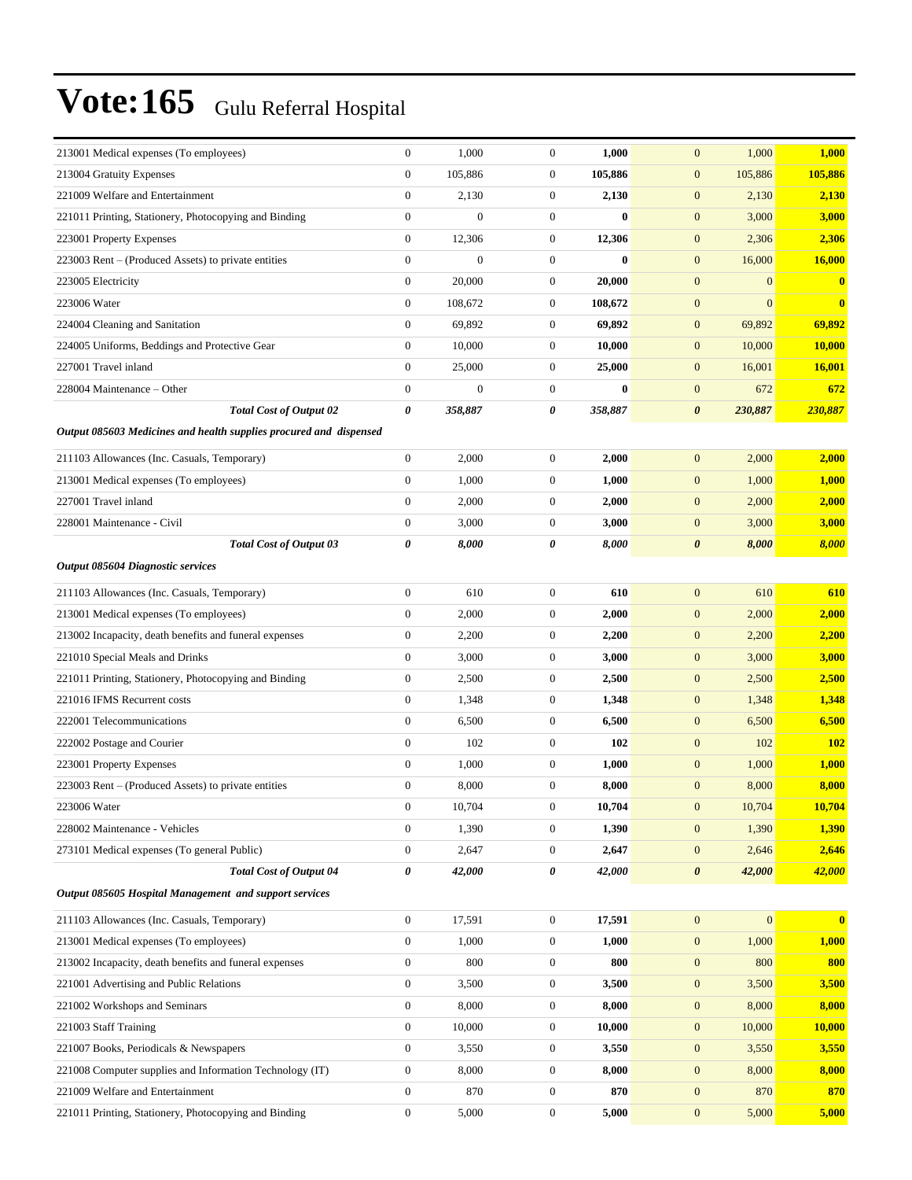# Vote:165 Gulu Referral Hospital

| | | | | | | | |
|---|---|---|---|---|---|---|---|
| 213001 Medical expenses (To employees) | 0 | 1,000 | 0 | **1,000** | 0 | 1,000 | **1,000** |
| 213004 Gratuity Expenses | 0 | 105,886 | 0 | **105,886** | 0 | 105,886 | **105,886** |
| 221009 Welfare and Entertainment | 0 | 2,130 | 0 | **2,130** | 0 | 2,130 | **2,130** |
| 221011 Printing, Stationery, Photocopying and Binding | 0 | 0 | 0 | **0** | 0 | 3,000 | **3,000** |
| 223001 Property Expenses | 0 | 12,306 | 0 | **12,306** | 0 | 2,306 | **2,306** |
| 223003 Rent – (Produced Assets) to private entities | 0 | 0 | 0 | **0** | 0 | 16,000 | **16,000** |
| 223005 Electricity | 0 | 20,000 | 0 | **20,000** | 0 | 0 | **0** |
| 223006 Water | 0 | 108,672 | 0 | **108,672** | 0 | 0 | **0** |
| 224004 Cleaning and Sanitation | 0 | 69,892 | 0 | **69,892** | 0 | 69,892 | **69,892** |
| 224005 Uniforms, Beddings and Protective Gear | 0 | 10,000 | 0 | **10,000** | 0 | 10,000 | **10,000** |
| 227001 Travel inland | 0 | 25,000 | 0 | **25,000** | 0 | 16,001 | **16,001** |
| 228004 Maintenance – Other | 0 | 0 | 0 | **0** | 0 | 672 | **672** |
| ***Total Cost of Output 02*** | ***0*** | ***358,887*** | ***0*** | ***358,887*** | ***0*** | ***230,887*** | ***230,887*** |
| ***Output 085603 Medicines and health supplies procured and dispensed*** | | | | | | | |
| 211103 Allowances (Inc. Casuals, Temporary) | 0 | 2,000 | 0 | **2,000** | 0 | 2,000 | **2,000** |
| 213001 Medical expenses (To employees) | 0 | 1,000 | 0 | **1,000** | 0 | 1,000 | **1,000** |
| 227001 Travel inland | 0 | 2,000 | 0 | **2,000** | 0 | 2,000 | **2,000** |
| 228001 Maintenance - Civil | 0 | 3,000 | 0 | **3,000** | 0 | 3,000 | **3,000** |
| ***Total Cost of Output 03*** | ***0*** | ***8,000*** | ***0*** | ***8,000*** | ***0*** | ***8,000*** | ***8,000*** |
| ***Output 085604 Diagnostic services*** | | | | | | | |
| 211103 Allowances (Inc. Casuals, Temporary) | 0 | 610 | 0 | **610** | 0 | 610 | **610** |
| 213001 Medical expenses (To employees) | 0 | 2,000 | 0 | **2,000** | 0 | 2,000 | **2,000** |
| 213002 Incapacity, death benefits and funeral expenses | 0 | 2,200 | 0 | **2,200** | 0 | 2,200 | **2,200** |
| 221010 Special Meals and Drinks | 0 | 3,000 | 0 | **3,000** | 0 | 3,000 | **3,000** |
| 221011 Printing, Stationery, Photocopying and Binding | 0 | 2,500 | 0 | **2,500** | 0 | 2,500 | **2,500** |
| 221016 IFMS Recurrent costs | 0 | 1,348 | 0 | **1,348** | 0 | 1,348 | **1,348** |
| 222001 Telecommunications | 0 | 6,500 | 0 | **6,500** | 0 | 6,500 | **6,500** |
| 222002 Postage and Courier | 0 | 102 | 0 | **102** | 0 | 102 | **102** |
| 223001 Property Expenses | 0 | 1,000 | 0 | **1,000** | 0 | 1,000 | **1,000** |
| 223003 Rent – (Produced Assets) to private entities | 0 | 8,000 | 0 | **8,000** | 0 | 8,000 | **8,000** |
| 223006 Water | 0 | 10,704 | 0 | **10,704** | 0 | 10,704 | **10,704** |
| 228002 Maintenance - Vehicles | 0 | 1,390 | 0 | **1,390** | 0 | 1,390 | **1,390** |
| 273101 Medical expenses (To general Public) | 0 | 2,647 | 0 | **2,647** | 0 | 2,646 | **2,646** |
| ***Total Cost of Output 04*** | ***0*** | ***42,000*** | ***0*** | ***42,000*** | ***0*** | ***42,000*** | ***42,000*** |
| ***Output 085605 Hospital Management and support services*** | | | | | | | |
| 211103 Allowances (Inc. Casuals, Temporary) | 0 | 17,591 | 0 | **17,591** | 0 | 0 | **0** |
| 213001 Medical expenses (To employees) | 0 | 1,000 | 0 | **1,000** | 0 | 1,000 | **1,000** |
| 213002 Incapacity, death benefits and funeral expenses | 0 | 800 | 0 | **800** | 0 | 800 | **800** |
| 221001 Advertising and Public Relations | 0 | 3,500 | 0 | **3,500** | 0 | 3,500 | **3,500** |
| 221002 Workshops and Seminars | 0 | 8,000 | 0 | **8,000** | 0 | 8,000 | **8,000** |
| 221003 Staff Training | 0 | 10,000 | 0 | **10,000** | 0 | 10,000 | **10,000** |
| 221007 Books, Periodicals & Newspapers | 0 | 3,550 | 0 | **3,550** | 0 | 3,550 | **3,550** |
| 221008 Computer supplies and Information Technology (IT) | 0 | 8,000 | 0 | **8,000** | 0 | 8,000 | **8,000** |
| 221009 Welfare and Entertainment | 0 | 870 | 0 | **870** | 0 | 870 | **870** |
| 221011 Printing, Stationery, Photocopying and Binding | 0 | 5,000 | 0 | **5,000** | 0 | 5,000 | **5,000** |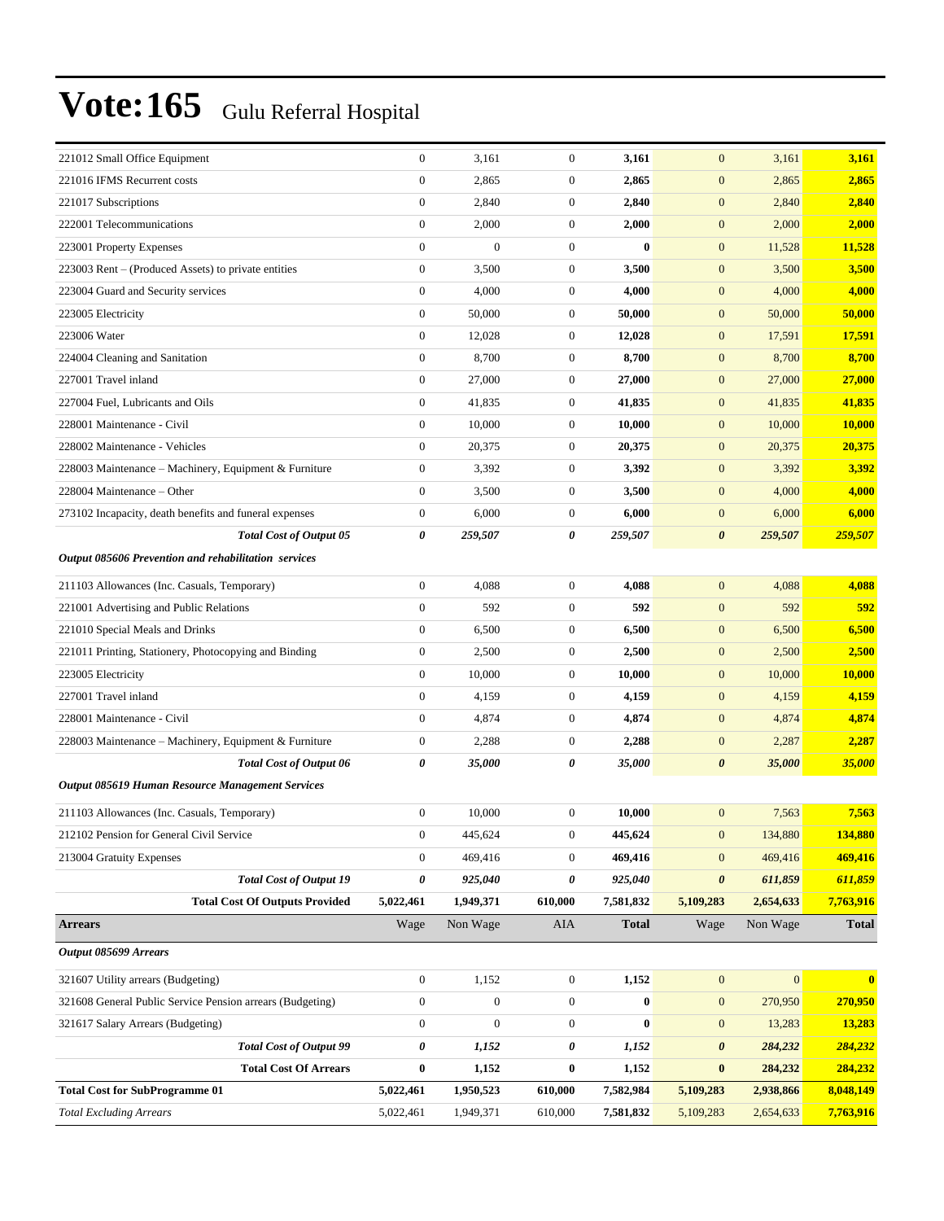# Vote:165 Gulu Referral Hospital

| | | | | | | | |
|---|---|---|---|---|---|---|---|
| 221012 Small Office Equipment | 0 | 3,161 | 0 | **3,161** | 0 | 3,161 | **3,161** |
| 221016 IFMS Recurrent costs | 0 | 2,865 | 0 | **2,865** | 0 | 2,865 | **2,865** |
| 221017 Subscriptions | 0 | 2,840 | 0 | **2,840** | 0 | 2,840 | **2,840** |
| 222001 Telecommunications | 0 | 2,000 | 0 | **2,000** | 0 | 2,000 | **2,000** |
| 223001 Property Expenses | 0 | 0 | 0 | **0** | 0 | 11,528 | **11,528** |
| 223003 Rent – (Produced Assets) to private entities | 0 | 3,500 | 0 | **3,500** | 0 | 3,500 | **3,500** |
| 223004 Guard and Security services | 0 | 4,000 | 0 | **4,000** | 0 | 4,000 | **4,000** |
| 223005 Electricity | 0 | 50,000 | 0 | **50,000** | 0 | 50,000 | **50,000** |
| 223006 Water | 0 | 12,028 | 0 | **12,028** | 0 | 17,591 | **17,591** |
| 224004 Cleaning and Sanitation | 0 | 8,700 | 0 | **8,700** | 0 | 8,700 | **8,700** |
| 227001 Travel inland | 0 | 27,000 | 0 | **27,000** | 0 | 27,000 | **27,000** |
| 227004 Fuel, Lubricants and Oils | 0 | 41,835 | 0 | **41,835** | 0 | 41,835 | **41,835** |
| 228001 Maintenance - Civil | 0 | 10,000 | 0 | **10,000** | 0 | 10,000 | **10,000** |
| 228002 Maintenance - Vehicles | 0 | 20,375 | 0 | **20,375** | 0 | 20,375 | **20,375** |
| 228003 Maintenance – Machinery, Equipment & Furniture | 0 | 3,392 | 0 | **3,392** | 0 | 3,392 | **3,392** |
| 228004 Maintenance – Other | 0 | 3,500 | 0 | **3,500** | 0 | 4,000 | **4,000** |
| 273102 Incapacity, death benefits and funeral expenses | 0 | 6,000 | 0 | **6,000** | 0 | 6,000 | **6,000** |
| ***Total Cost of Output 05*** | ***0*** | ***259,507*** | ***0*** | ***259,507*** | ***0*** | ***259,507*** | ***259,507*** |
| ***Output 085606 Prevention and rehabilitation services*** | | | | | | | |
| 211103 Allowances (Inc. Casuals, Temporary) | 0 | 4,088 | 0 | **4,088** | 0 | 4,088 | **4,088** |
| 221001 Advertising and Public Relations | 0 | 592 | 0 | **592** | 0 | 592 | **592** |
| 221010 Special Meals and Drinks | 0 | 6,500 | 0 | **6,500** | 0 | 6,500 | **6,500** |
| 221011 Printing, Stationery, Photocopying and Binding | 0 | 2,500 | 0 | **2,500** | 0 | 2,500 | **2,500** |
| 223005 Electricity | 0 | 10,000 | 0 | **10,000** | 0 | 10,000 | **10,000** |
| 227001 Travel inland | 0 | 4,159 | 0 | **4,159** | 0 | 4,159 | **4,159** |
| 228001 Maintenance - Civil | 0 | 4,874 | 0 | **4,874** | 0 | 4,874 | **4,874** |
| 228003 Maintenance – Machinery, Equipment & Furniture | 0 | 2,288 | 0 | **2,288** | 0 | 2,287 | **2,287** |
| ***Total Cost of Output 06*** | ***0*** | ***35,000*** | ***0*** | ***35,000*** | ***0*** | ***35,000*** | ***35,000*** |
| ***Output 085619 Human Resource Management Services*** | | | | | | | |
| 211103 Allowances (Inc. Casuals, Temporary) | 0 | 10,000 | 0 | **10,000** | 0 | 7,563 | **7,563** |
| 212102 Pension for General Civil Service | 0 | 445,624 | 0 | **445,624** | 0 | 134,880 | **134,880** |
| 213004 Gratuity Expenses | 0 | 469,416 | 0 | **469,416** | 0 | 469,416 | **469,416** |
| ***Total Cost of Output 19*** | ***0*** | ***925,040*** | ***0*** | ***925,040*** | ***0*** | ***611,859*** | ***611,859*** |
| **Total Cost Of Outputs Provided** | **5,022,461** | **1,949,371** | **610,000** | **7,581,832** | **5,109,283** | **2,654,633** | **7,763,916** |
| **Arrears** | Wage | Non Wage | AIA | **Total** | Wage | Non Wage | **Total** |
| ***Output 085699 Arrears*** | | | | | | | |
| 321607 Utility arrears (Budgeting) | 0 | 1,152 | 0 | **1,152** | 0 | 0 | **0** |
| 321608 General Public Service Pension arrears (Budgeting) | 0 | 0 | 0 | **0** | 0 | 270,950 | **270,950** |
| 321617 Salary Arrears (Budgeting) | 0 | 0 | 0 | **0** | 0 | 13,283 | **13,283** |
| ***Total Cost of Output 99*** | ***0*** | ***1,152*** | ***0*** | ***1,152*** | ***0*** | ***284,232*** | ***284,232*** |
| **Total Cost Of Arrears** | **0** | **1,152** | **0** | **1,152** | **0** | **284,232** | **284,232** |
| **Total Cost for SubProgramme 01** | **5,022,461** | **1,950,523** | **610,000** | **7,582,984** | **5,109,283** | **2,938,866** | **8,048,149** |
| *Total Excluding Arrears* | 5,022,461 | 1,949,371 | 610,000 | **7,581,832** | 5,109,283 | 2,654,633 | **7,763,916** |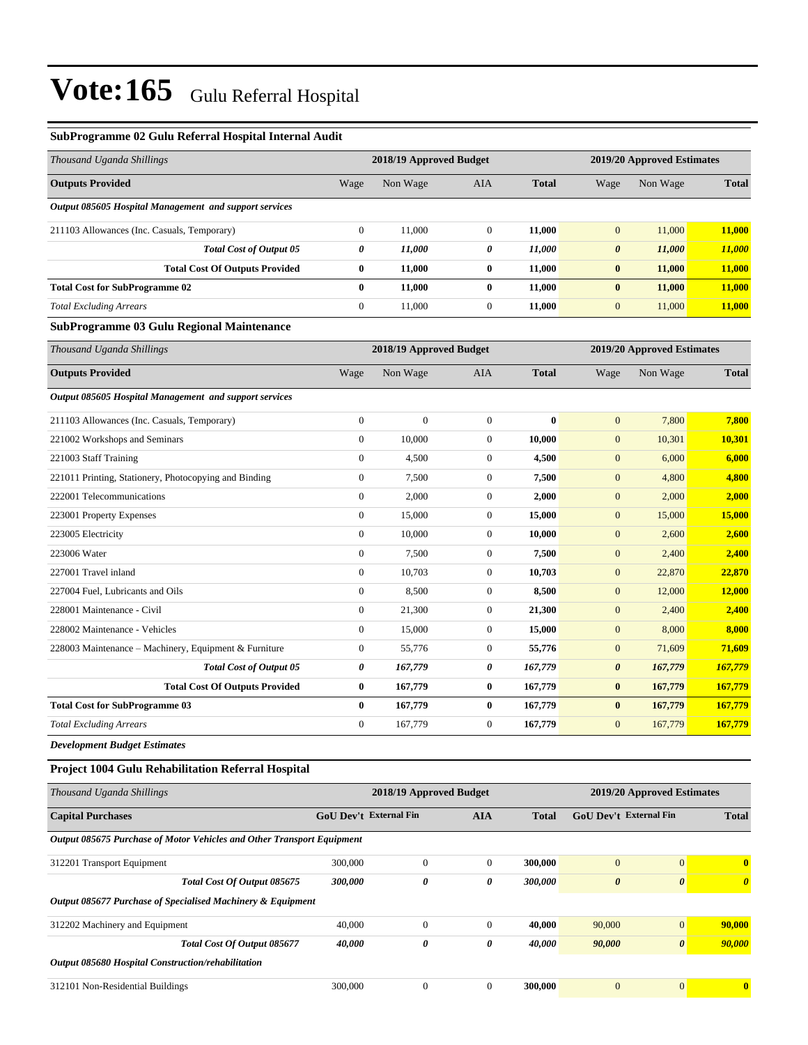# Vote:165 Gulu Referral Hospital

### SubProgramme 02 Gulu Referral Hospital Internal Audit

| *Thousand Uganda Shillings* | 2018/19 Approved Budget | | | | 2019/20 Approved Estimates | | |
|---|---|---|---|---|---|---|---|
| **Outputs Provided** | Wage | Non Wage | AIA | **Total** | Wage | Non Wage | **Total** |
| ***Output 085605 Hospital Management and support services*** | | | | | | | |
| 211103 Allowances (Inc. Casuals, Temporary) | 0 | 11,000 | 0 | **11,000** | 0 | 11,000 | **11,000** |
| ***Total Cost of Output 05*** | ***0*** | ***11,000*** | ***0*** | ***11,000*** | ***0*** | ***11,000*** | ***11,000*** |
| **Total Cost Of Outputs Provided** | **0** | **11,000** | **0** | **11,000** | **0** | **11,000** | **11,000** |
| **Total Cost for SubProgramme 02** | **0** | **11,000** | **0** | **11,000** | **0** | **11,000** | **11,000** |
| *Total Excluding Arrears* | 0 | 11,000 | 0 | **11,000** | 0 | 11,000 | **11,000** |

### SubProgramme 03 Gulu Regional Maintenance

| *Thousand Uganda Shillings* | 2018/19 Approved Budget | | | | 2019/20 Approved Estimates | | |
|---|---|---|---|---|---|---|---|
| **Outputs Provided** | Wage | Non Wage | AIA | **Total** | Wage | Non Wage | **Total** |
| ***Output 085605 Hospital Management and support services*** | | | | | | | |
| 211103 Allowances (Inc. Casuals, Temporary) | 0 | 0 | 0 | **0** | 0 | 7,800 | **7,800** |
| 221002 Workshops and Seminars | 0 | 10,000 | 0 | **10,000** | 0 | 10,301 | **10,301** |
| 221003 Staff Training | 0 | 4,500 | 0 | **4,500** | 0 | 6,000 | **6,000** |
| 221011 Printing, Stationery, Photocopying and Binding | 0 | 7,500 | 0 | **7,500** | 0 | 4,800 | **4,800** |
| 222001 Telecommunications | 0 | 2,000 | 0 | **2,000** | 0 | 2,000 | **2,000** |
| 223001 Property Expenses | 0 | 15,000 | 0 | **15,000** | 0 | 15,000 | **15,000** |
| 223005 Electricity | 0 | 10,000 | 0 | **10,000** | 0 | 2,600 | **2,600** |
| 223006 Water | 0 | 7,500 | 0 | **7,500** | 0 | 2,400 | **2,400** |
| 227001 Travel inland | 0 | 10,703 | 0 | **10,703** | 0 | 22,870 | **22,870** |
| 227004 Fuel, Lubricants and Oils | 0 | 8,500 | 0 | **8,500** | 0 | 12,000 | **12,000** |
| 228001 Maintenance - Civil | 0 | 21,300 | 0 | **21,300** | 0 | 2,400 | **2,400** |
| 228002 Maintenance - Vehicles | 0 | 15,000 | 0 | **15,000** | 0 | 8,000 | **8,000** |
| 228003 Maintenance – Machinery, Equipment & Furniture | 0 | 55,776 | 0 | **55,776** | 0 | 71,609 | **71,609** |
| ***Total Cost of Output 05*** | ***0*** | ***167,779*** | ***0*** | ***167,779*** | ***0*** | ***167,779*** | ***167,779*** |
| **Total Cost Of Outputs Provided** | **0** | **167,779** | **0** | **167,779** | **0** | **167,779** | **167,779** |
| **Total Cost for SubProgramme 03** | **0** | **167,779** | **0** | **167,779** | **0** | **167,779** | **167,779** |
| *Total Excluding Arrears* | 0 | 167,779 | 0 | **167,779** | 0 | 167,779 | **167,779** |

***Development Budget Estimates***

### Project 1004 Gulu Rehabilitation Referral Hospital

| *Thousand Uganda Shillings* | 2018/19 Approved Budget | | | | 2019/20 Approved Estimates | | |
|---|---|---|---|---|---|---|---|
| **Capital Purchases** | **GoU Dev't** | **External Fin** | **AIA** | **Total** | **GoU Dev't** | **External Fin** | **Total** |
| ***Output 085675 Purchase of Motor Vehicles and Other Transport Equipment*** | | | | | | | |
| 312201 Transport Equipment | 300,000 | 0 | 0 | **300,000** | 0 | 0 | **0** |
| ***Total Cost Of Output 085675*** | ***300,000*** | ***0*** | ***0*** | ***300,000*** | ***0*** | ***0*** | ***0*** |
| ***Output 085677 Purchase of Specialised Machinery & Equipment*** | | | | | | | |
| 312202 Machinery and Equipment | 40,000 | 0 | 0 | **40,000** | 90,000 | 0 | **90,000** |
| ***Total Cost Of Output 085677*** | ***40,000*** | ***0*** | ***0*** | ***40,000*** | ***90,000*** | ***0*** | ***90,000*** |
| ***Output 085680 Hospital Construction/rehabilitation*** | | | | | | | |
| 312101 Non-Residential Buildings | 300,000 | 0 | 0 | **300,000** | 0 | 0 | **0** |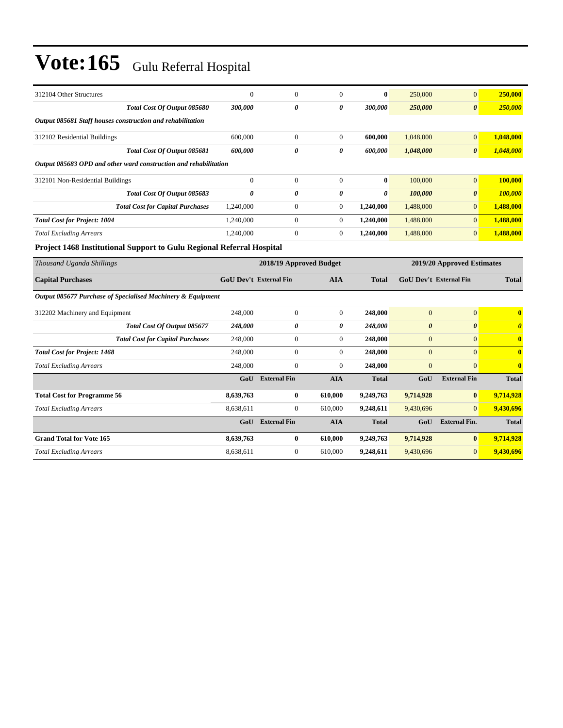# Vote:165 Gulu Referral Hospital

| | | | | | | | |
|---|---|---|---|---|---|---|---|
| 312104 Other Structures | 0 | 0 | 0 | **0** | 250,000 | 0 | **250,000** |
| ***Total Cost Of Output 085680*** | ***300,000*** | ***0*** | ***0*** | ***300,000*** | ***250,000*** | ***0*** | ***250,000*** |
| ***Output 085681 Staff houses construction and rehabilitation*** | | | | | | | |
| 312102 Residential Buildings | 600,000 | 0 | 0 | **600,000** | 1,048,000 | 0 | **1,048,000** |
| ***Total Cost Of Output 085681*** | ***600,000*** | ***0*** | ***0*** | ***600,000*** | ***1,048,000*** | ***0*** | ***1,048,000*** |
| ***Output 085683 OPD and other ward construction and rehabilitation*** | | | | | | | |
| 312101 Non-Residential Buildings | 0 | 0 | 0 | **0** | 100,000 | 0 | **100,000** |
| ***Total Cost Of Output 085683*** | ***0*** | ***0*** | ***0*** | ***0*** | ***100,000*** | ***0*** | ***100,000*** |
| ***Total Cost for Capital Purchases*** | 1,240,000 | 0 | 0 | **1,240,000** | 1,488,000 | 0 | **1,488,000** |
| ***Total Cost for Project: 1004*** | 1,240,000 | 0 | 0 | **1,240,000** | 1,488,000 | 0 | **1,488,000** |
| *Total Excluding Arrears* | 1,240,000 | 0 | 0 | **1,240,000** | 1,488,000 | 0 | **1,488,000** |

**Project 1468 Institutional Support to Gulu Regional Referral Hospital**

| *Thousand Uganda Shillings* | **2018/19 Approved Budget** | | | | **2019/20 Approved Estimates** | | |
|---|---|---|---|---|---|---|---|
| **Capital Purchases** | **GoU Dev't** | **External Fin** | **AIA** | **Total** | **GoU Dev't** | **External Fin** | **Total** |
| ***Output 085677 Purchase of Specialised Machinery & Equipment*** | | | | | | | |
| 312202 Machinery and Equipment | 248,000 | 0 | 0 | **248,000** | 0 | 0 | **0** |
| ***Total Cost Of Output 085677*** | ***248,000*** | ***0*** | ***0*** | ***248,000*** | ***0*** | ***0*** | ***0*** |
| ***Total Cost for Capital Purchases*** | 248,000 | 0 | 0 | **248,000** | 0 | 0 | **0** |
| ***Total Cost for Project: 1468*** | 248,000 | 0 | 0 | **248,000** | 0 | 0 | **0** |
| *Total Excluding Arrears* | 248,000 | 0 | 0 | **248,000** | 0 | 0 | **0** |
| | **GoU** | **External Fin** | **AIA** | **Total** | **GoU** | **External Fin** | **Total** |
| **Total Cost for Programme 56** | **8,639,763** | **0** | **610,000** | **9,249,763** | **9,714,928** | **0** | **9,714,928** |
| *Total Excluding Arrears* | 8,638,611 | 0 | 610,000 | **9,248,611** | 9,430,696 | 0 | **9,430,696** |
| | **GoU** | **External Fin** | **AIA** | **Total** | **GoU** | **External Fin.** | **Total** |
| **Grand Total for Vote 165** | **8,639,763** | **0** | **610,000** | **9,249,763** | **9,714,928** | **0** | **9,714,928** |
| *Total Excluding Arrears* | 8,638,611 | 0 | 610,000 | **9,248,611** | 9,430,696 | 0 | **9,430,696** |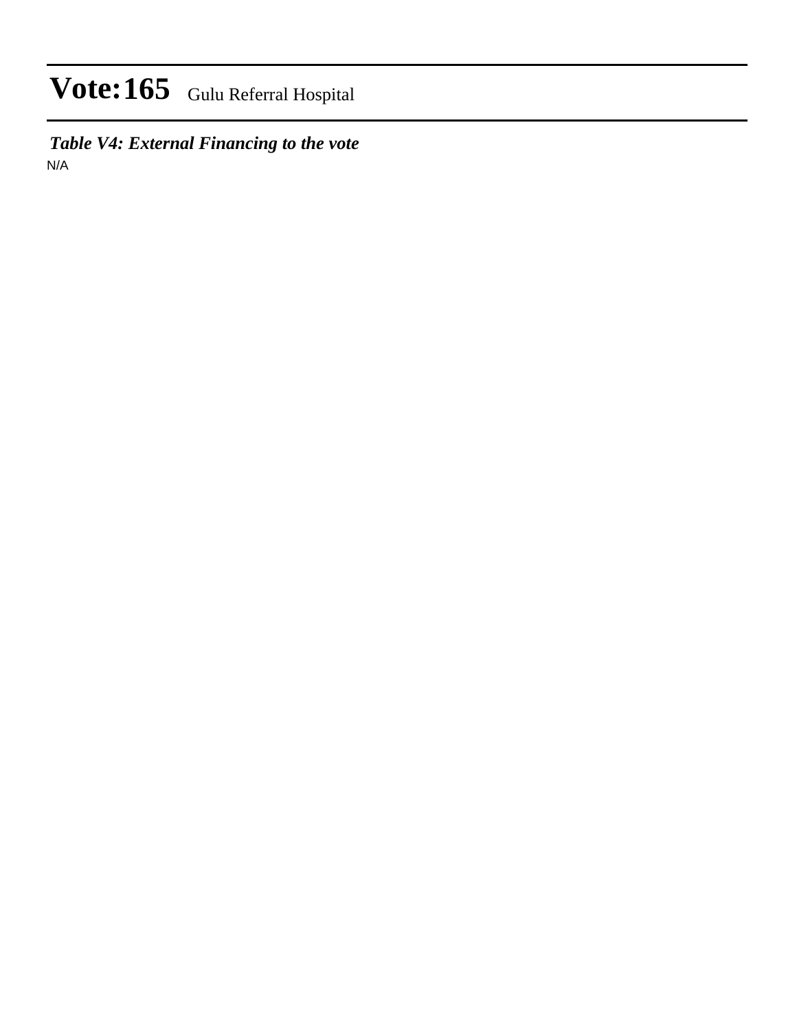# Vote:165 Gulu Referral Hospital

***Table V4: External Financing to the vote***

N/A